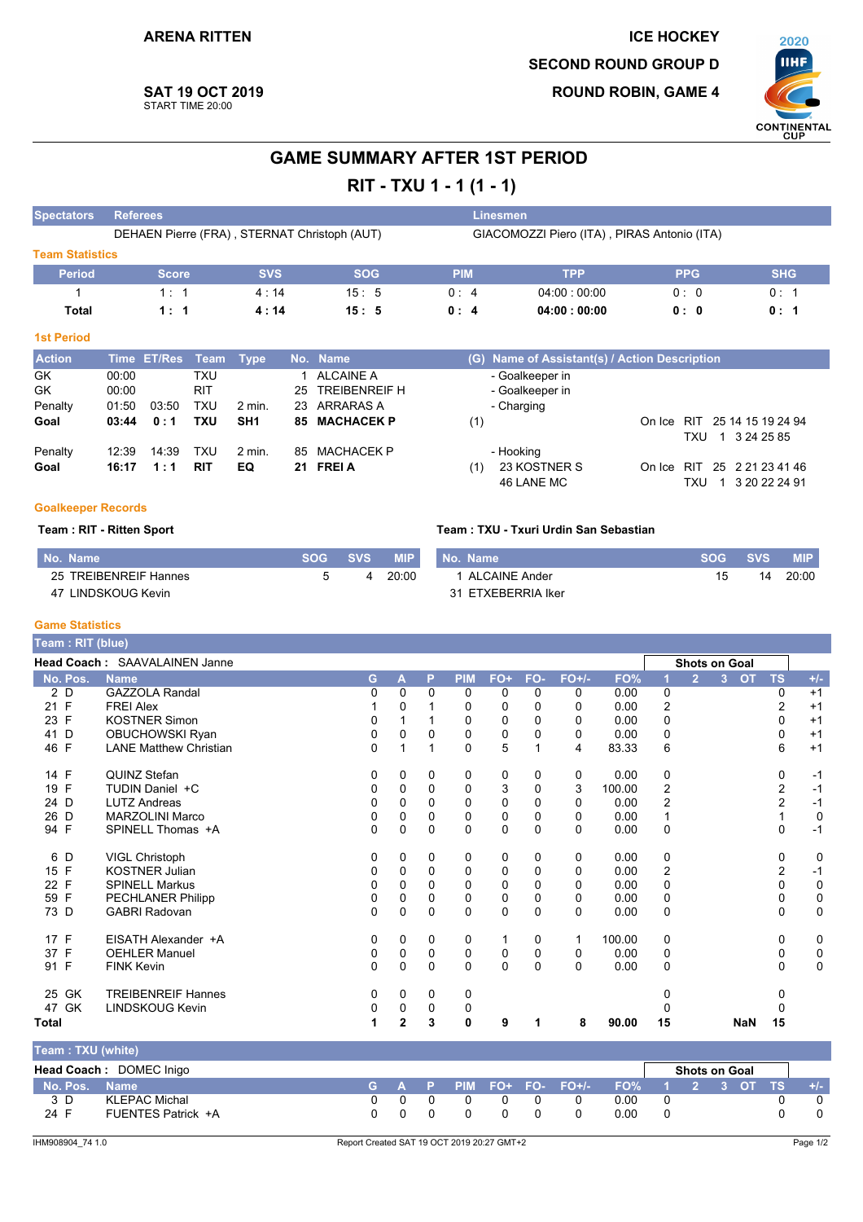ARENA RITTEN

ICE HOCKEY

SECOND ROUND GROUP D

ROUND ROBIN, GAME 4

**SAT 19 OCT 2019**
START TIME 20:00

2020 IIHF CONTINENTAL CUP

# GAME SUMMARY AFTER 1ST PERIOD

## RIT - TXU 1 - 1 (1 - 1)

| Spectators | Referees | Linesmen |
|---|---|---|
| | DEHAEN Pierre (FRA) , STERNAT Christoph (AUT) | GIACOMOZZI Piero (ITA) , PIRAS Antonio (ITA) |

### Team Statistics

| Period | Score | SVS | SOG | PIM | TPP | PPG | SHG |
|---|---|---|---|---|---|---|---|
| 1 | 1 : 1 | 4 : 14 | 15 : 5 | 0 : 4 | 04:00 : 00:00 | 0 : 0 | 0 : 1 |
| **Total** | **1 : 1** | **4 : 14** | **15 : 5** | **0 : 4** | **04:00 : 00:00** | **0 : 0** | **0 : 1** |

### 1st Period

| Action | Time | ET/Res | Team | Type | No. | Name | (G) | Name of Assistant(s) / Action Description | | | |
|---|---|---|---|---|---|---|---|---|---|---|---|
| GK | 00:00 | | TXU | | 1 | ALCAINE A | | - Goalkeeper in | | | |
| GK | 00:00 | | RIT | | 25 | TREIBENREIF H | | - Goalkeeper in | | | |
| Penalty | 01:50 | 03:50 | TXU | 2 min. | 23 | ARRARAS A | | - Charging | | | |
| **Goal** | **03:44** | **0 : 1** | **TXU** | **SH1** | **85** | **MACHACEK P** | (1) | | On Ice | RIT | 25 14 15 19 24 94 |
| | | | | | | | | | | TXU | 1 3 24 25 85 |
| Penalty | 12:39 | 14:39 | TXU | 2 min. | 85 | MACHACEK P | | - Hooking | | | |
| **Goal** | **16:17** | **1 : 1** | **RIT** | **EQ** | **21** | **FREI A** | (1) | 23 KOSTNER S | On Ice | RIT | 25 2 21 23 41 46 |
| | | | | | | | | 46 LANE MC | | TXU | 1 3 20 22 24 91 |

### Goalkeeper Records

**Team : RIT - Ritten Sport**

| No. Name | SOG | SVS | MIP |
|---|---|---|---|
| 25 TREIBENREIF Hannes | 5 | 4 | 20:00 |
| 47 LINDSKOUG Kevin | | | |

**Team : TXU - Txuri Urdin San Sebastian**

| No. Name | SOG | SVS | MIP |
|---|---|---|---|
| 1 ALCAINE Ander | 15 | 14 | 20:00 |
| 31 ETXEBERRIA Iker | | | |

### Game Statistics

**Team : RIT (blue)**

**Head Coach :** SAAVALAINEN Janne

| No. | Pos. | Name | G | A | P | PIM | FO+ | FO- | FO+/- | FO% | SOG 1 | SOG 2 | SOG 3 | SOG OT | SOG TS | +/- |
|---|---|---|---|---|---|---|---|---|---|---|---|---|---|---|---|---|
| 2 | D | GAZZOLA Randal | 0 | 0 | 0 | 0 | 0 | 0 | 0 | 0.00 | 0 | | | | 0 | +1 |
| 21 | F | FREI Alex | 1 | 0 | 1 | 0 | 0 | 0 | 0 | 0.00 | 2 | | | | 2 | +1 |
| 23 | F | KOSTNER Simon | 0 | 1 | 1 | 0 | 0 | 0 | 0 | 0.00 | 0 | | | | 0 | +1 |
| 41 | D | OBUCHOWSKI Ryan | 0 | 0 | 0 | 0 | 0 | 0 | 0 | 0.00 | 0 | | | | 0 | +1 |
| 46 | F | LANE Matthew Christian | 0 | 1 | 1 | 0 | 5 | 1 | 4 | 83.33 | 6 | | | | 6 | +1 |
| 14 | F | QUINZ Stefan | 0 | 0 | 0 | 0 | 0 | 0 | 0 | 0.00 | 0 | | | | 0 | -1 |
| 19 | F | TUDIN Daniel +C | 0 | 0 | 0 | 0 | 3 | 0 | 3 | 100.00 | 2 | | | | 2 | -1 |
| 24 | D | LUTZ Andreas | 0 | 0 | 0 | 0 | 0 | 0 | 0 | 0.00 | 2 | | | | 2 | -1 |
| 26 | D | MARZOLINI Marco | 0 | 0 | 0 | 0 | 0 | 0 | 0 | 0.00 | 1 | | | | 1 | 0 |
| 94 | F | SPINELL Thomas +A | 0 | 0 | 0 | 0 | 0 | 0 | 0 | 0.00 | 0 | | | | 0 | -1 |
| 6 | D | VIGL Christoph | 0 | 0 | 0 | 0 | 0 | 0 | 0 | 0.00 | 0 | | | | 0 | 0 |
| 15 | F | KOSTNER Julian | 0 | 0 | 0 | 0 | 0 | 0 | 0 | 0.00 | 2 | | | | 2 | -1 |
| 22 | F | SPINELL Markus | 0 | 0 | 0 | 0 | 0 | 0 | 0 | 0.00 | 0 | | | | 0 | 0 |
| 59 | F | PECHLANER Philipp | 0 | 0 | 0 | 0 | 0 | 0 | 0 | 0.00 | 0 | | | | 0 | 0 |
| 73 | D | GABRI Radovan | 0 | 0 | 0 | 0 | 0 | 0 | 0 | 0.00 | 0 | | | | 0 | 0 |
| 17 | F | EISATH Alexander +A | 0 | 0 | 0 | 0 | 1 | 0 | 1 | 100.00 | 0 | | | | 0 | 0 |
| 37 | F | OEHLER Manuel | 0 | 0 | 0 | 0 | 0 | 0 | 0 | 0.00 | 0 | | | | 0 | 0 |
| 91 | F | FINK Kevin | 0 | 0 | 0 | 0 | 0 | 0 | 0 | 0.00 | 0 | | | | 0 | 0 |
| 25 | GK | TREIBENREIF Hannes | 0 | 0 | 0 | 0 | | | | | 0 | | | | 0 | |
| 47 | GK | LINDSKOUG Kevin | 0 | 0 | 0 | 0 | | | | | 0 | | | | 0 | |
| **Total** | | | **1** | **2** | **3** | **0** | **9** | **1** | **8** | **90.00** | **15** | | | **NaN** | **15** | |

**Team : TXU (white)**

**Head Coach :** DOMEC Inigo

| No. | Pos. | Name | G | A | P | PIM | FO+ | FO- | FO+/- | FO% | SOG 1 | SOG 2 | SOG 3 | SOG OT | SOG TS | +/- |
|---|---|---|---|---|---|---|---|---|---|---|---|---|---|---|---|---|
| 3 | D | KLEPAC Michal | 0 | 0 | 0 | 0 | 0 | 0 | 0 | 0.00 | 0 | | | | 0 | 0 |
| 24 | F | FUENTES Patrick +A | 0 | 0 | 0 | 0 | 0 | 0 | 0 | 0.00 | 0 | | | | 0 | 0 |

IHM908904_74 1.0 — Report Created SAT 19 OCT 2019 20:27 GMT+2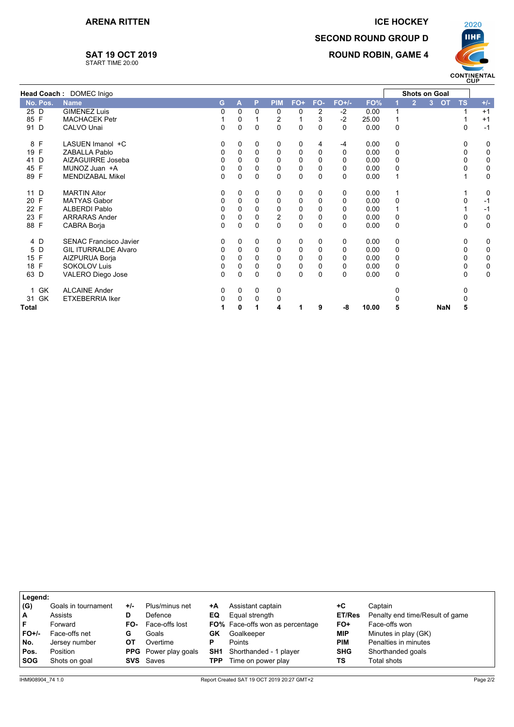**ARENA RITTEN**

**SAT 19 OCT 2019**
START TIME 20:00

**ICE HOCKEY**

**SECOND ROUND GROUP D**

**ROUND ROBIN, GAME 4**

**Head Coach :** DOMEC Inigo

| No. | Pos. | Name | G | A | P | PIM | FO+ | FO- | FO+/- | FO% | Shots on Goal 1 | 2 | 3 | OT | TS | +/- |
|---|---|---|---|---|---|---|---|---|---|---|---|---|---|---|---|---|
| 25 | D | GIMENEZ Luis | 0 | 0 | 0 | 0 | 0 | 2 | -2 | 0.00 | 1 | | | | 1 | +1 |
| 85 | F | MACHACEK Petr | 1 | 0 | 1 | 2 | 1 | 3 | -2 | 25.00 | 1 | | | | 1 | +1 |
| 91 | D | CALVO Unai | 0 | 0 | 0 | 0 | 0 | 0 | 0 | 0.00 | 0 | | | | 0 | -1 |
| 8 | F | LASUEN Imanol +C | 0 | 0 | 0 | 0 | 0 | 4 | -4 | 0.00 | 0 | | | | 0 | 0 |
| 19 | F | ZABALLA Pablo | 0 | 0 | 0 | 0 | 0 | 0 | 0 | 0.00 | 0 | | | | 0 | 0 |
| 41 | D | AIZAGUIRRE Joseba | 0 | 0 | 0 | 0 | 0 | 0 | 0 | 0.00 | 0 | | | | 0 | 0 |
| 45 | F | MUNOZ Juan +A | 0 | 0 | 0 | 0 | 0 | 0 | 0 | 0.00 | 0 | | | | 0 | 0 |
| 89 | F | MENDIZABAL Mikel | 0 | 0 | 0 | 0 | 0 | 0 | 0 | 0.00 | 1 | | | | 1 | 0 |
| 11 | D | MARTIN Aitor | 0 | 0 | 0 | 0 | 0 | 0 | 0 | 0.00 | 1 | | | | 1 | 0 |
| 20 | F | MATYAS Gabor | 0 | 0 | 0 | 0 | 0 | 0 | 0 | 0.00 | 0 | | | | 0 | -1 |
| 22 | F | ALBERDI Pablo | 0 | 0 | 0 | 0 | 0 | 0 | 0 | 0.00 | 1 | | | | 1 | -1 |
| 23 | F | ARRARAS Ander | 0 | 0 | 0 | 2 | 0 | 0 | 0 | 0.00 | 0 | | | | 0 | 0 |
| 88 | F | CABRA Borja | 0 | 0 | 0 | 0 | 0 | 0 | 0 | 0.00 | 0 | | | | 0 | 0 |
| 4 | D | SENAC Francisco Javier | 0 | 0 | 0 | 0 | 0 | 0 | 0 | 0.00 | 0 | | | | 0 | 0 |
| 5 | D | GIL ITURRALDE Alvaro | 0 | 0 | 0 | 0 | 0 | 0 | 0 | 0.00 | 0 | | | | 0 | 0 |
| 15 | F | AIZPURUA Borja | 0 | 0 | 0 | 0 | 0 | 0 | 0 | 0.00 | 0 | | | | 0 | 0 |
| 18 | F | SOKOLOV Luis | 0 | 0 | 0 | 0 | 0 | 0 | 0 | 0.00 | 0 | | | | 0 | 0 |
| 63 | D | VALERO Diego Jose | 0 | 0 | 0 | 0 | 0 | 0 | 0 | 0.00 | 0 | | | | 0 | 0 |
| 1 | GK | ALCAINE Ander | 0 | 0 | 0 | 0 | | | | | 0 | | | | 0 | |
| 31 | GK | ETXEBERRIA Iker | 0 | 0 | 0 | 0 | | | | | 0 | | | | 0 | |
| **Total** | | | **1** | **0** | **1** | **4** | **1** | **9** | **-8** | **10.00** | **5** | | | **NaN** | **5** | |

| Legend: | | | | | | | |
|---|---|---|---|---|---|---|---|
| (G) | Goals in tournament | +/- | Plus/minus net | +A | Assistant captain | +C | Captain |
| A | Assists | D | Defence | EQ | Equal strength | ET/Res | Penalty end time/Result of game |
| F | Forward | FO- | Face-offs lost | FO% | Face-offs won as percentage | FO+ | Face-offs won |
| FO+/- | Face-offs net | G | Goals | GK | Goalkeeper | MIP | Minutes in play (GK) |
| No. | Jersey number | OT | Overtime | P | Points | PIM | Penalties in minutes |
| Pos. | Position | PPG | Power play goals | SH1 | Shorthanded - 1 player | SHG | Shorthanded goals |
| SOG | Shots on goal | SVS | Saves | TPP | Time on power play | TS | Total shots |

IHM908904_74 1.0 Report Created SAT 19 OCT 2019 20:27 GMT+2